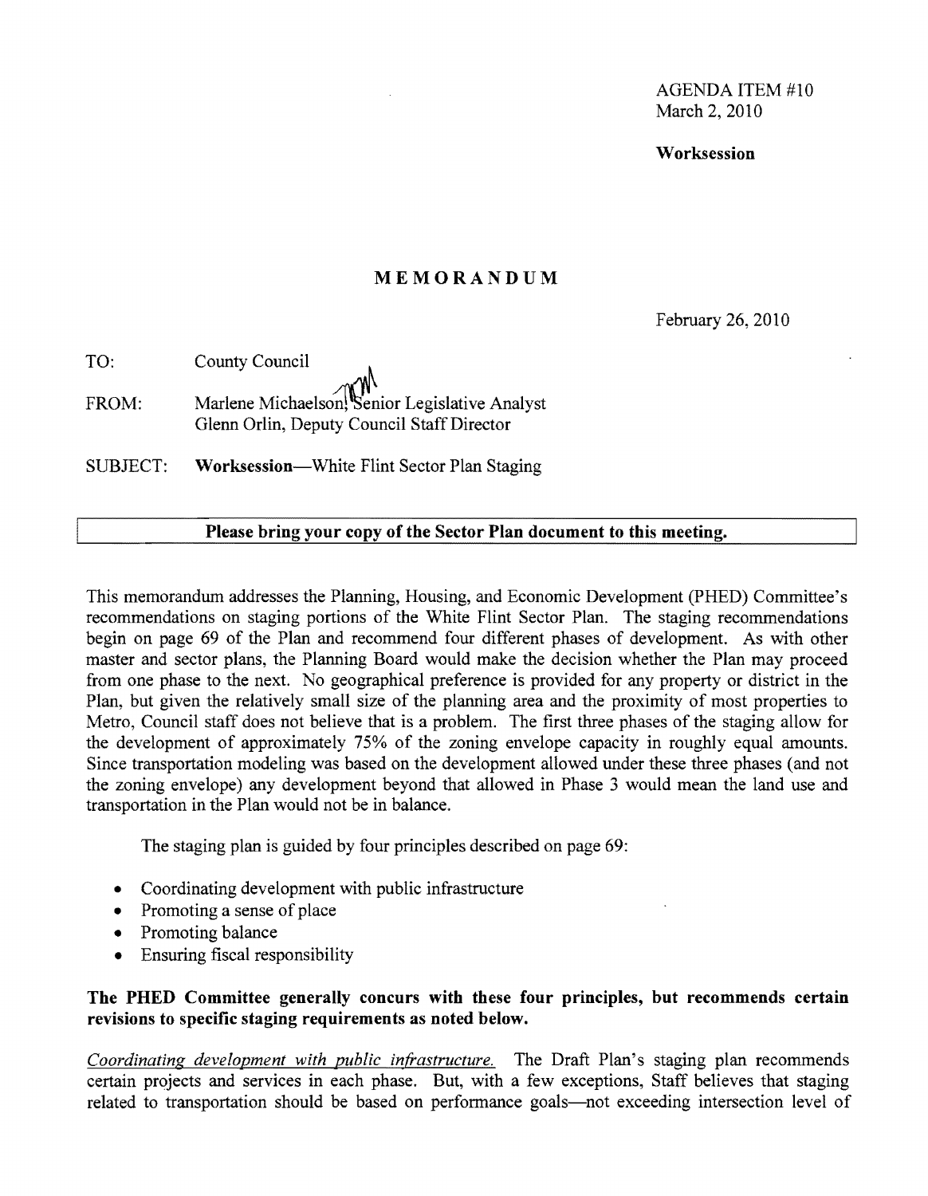AGENDA ITEM #10
March 2, 2010

**Worksession**

# MEMORANDUM

February 26, 2010

TO: County Council

FROM: Marlene Michaelson, Senior Legislative Analyst
Glenn Orlin, Deputy Council Staff Director

SUBJECT: **Worksession—White Flint Sector Plan Staging**

**Please bring your copy of the Sector Plan document to this meeting.**

This memorandum addresses the Planning, Housing, and Economic Development (PHED) Committee's recommendations on staging portions of the White Flint Sector Plan. The staging recommendations begin on page 69 of the Plan and recommend four different phases of development. As with other master and sector plans, the Planning Board would make the decision whether the Plan may proceed from one phase to the next. No geographical preference is provided for any property or district in the Plan, but given the relatively small size of the planning area and the proximity of most properties to Metro, Council staff does not believe that is a problem. The first three phases of the staging allow for the development of approximately 75% of the zoning envelope capacity in roughly equal amounts. Since transportation modeling was based on the development allowed under these three phases (and not the zoning envelope) any development beyond that allowed in Phase 3 would mean the land use and transportation in the Plan would not be in balance.

The staging plan is guided by four principles described on page 69:

- Coordinating development with public infrastructure
- Promoting a sense of place
- Promoting balance
- Ensuring fiscal responsibility

**The PHED Committee generally concurs with these four principles, but recommends certain revisions to specific staging requirements as noted below.**

*Coordinating development with public infrastructure.* The Draft Plan's staging plan recommends certain projects and services in each phase. But, with a few exceptions, Staff believes that staging related to transportation should be based on performance goals—not exceeding intersection level of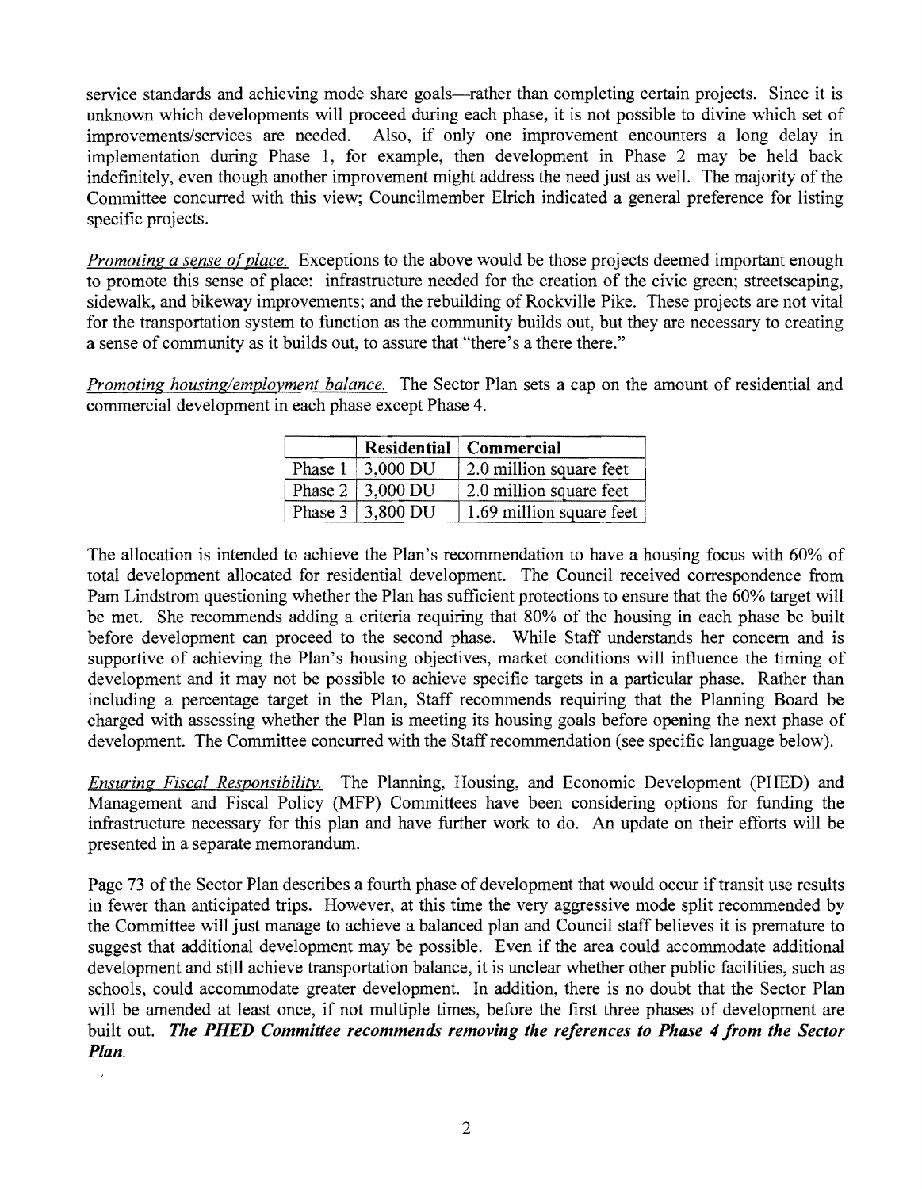service standards and achieving mode share goals—rather than completing certain projects. Since it is unknown which developments will proceed during each phase, it is not possible to divine which set of improvements/services are needed. Also, if only one improvement encounters a long delay in implementation during Phase 1, for example, then development in Phase 2 may be held back indefinitely, even though another improvement might address the need just as well. The majority of the Committee concurred with this view; Councilmember Elrich indicated a general preference for listing specific projects.

*Promoting a sense of place.* Exceptions to the above would be those projects deemed important enough to promote this sense of place: infrastructure needed for the creation of the civic green; streetscaping, sidewalk, and bikeway improvements; and the rebuilding of Rockville Pike. These projects are not vital for the transportation system to function as the community builds out, but they are necessary to creating a sense of community as it builds out, to assure that "there's a there there."

*Promoting housing/employment balance.* The Sector Plan sets a cap on the amount of residential and commercial development in each phase except Phase 4.

| | **Residential** | **Commercial** |
|---|---|---|
| Phase 1 | 3,000 DU | 2.0 million square feet |
| Phase 2 | 3,000 DU | 2.0 million square feet |
| Phase 3 | 3,800 DU | 1.69 million square feet |

The allocation is intended to achieve the Plan's recommendation to have a housing focus with 60% of total development allocated for residential development. The Council received correspondence from Pam Lindstrom questioning whether the Plan has sufficient protections to ensure that the 60% target will be met. She recommends adding a criteria requiring that 80% of the housing in each phase be built before development can proceed to the second phase. While Staff understands her concern and is supportive of achieving the Plan's housing objectives, market conditions will influence the timing of development and it may not be possible to achieve specific targets in a particular phase. Rather than including a percentage target in the Plan, Staff recommends requiring that the Planning Board be charged with assessing whether the Plan is meeting its housing goals before opening the next phase of development. The Committee concurred with the Staff recommendation (see specific language below).

*Ensuring Fiscal Responsibility.* The Planning, Housing, and Economic Development (PHED) and Management and Fiscal Policy (MFP) Committees have been considering options for funding the infrastructure necessary for this plan and have further work to do. An update on their efforts will be presented in a separate memorandum.

Page 73 of the Sector Plan describes a fourth phase of development that would occur if transit use results in fewer than anticipated trips. However, at this time the very aggressive mode split recommended by the Committee will just manage to achieve a balanced plan and Council staff believes it is premature to suggest that additional development may be possible. Even if the area could accommodate additional development and still achieve transportation balance, it is unclear whether other public facilities, such as schools, could accommodate greater development. In addition, there is no doubt that the Sector Plan will be amended at least once, if not multiple times, before the first three phases of development are built out. ***The PHED Committee recommends removing the references to Phase 4 from the Sector Plan.***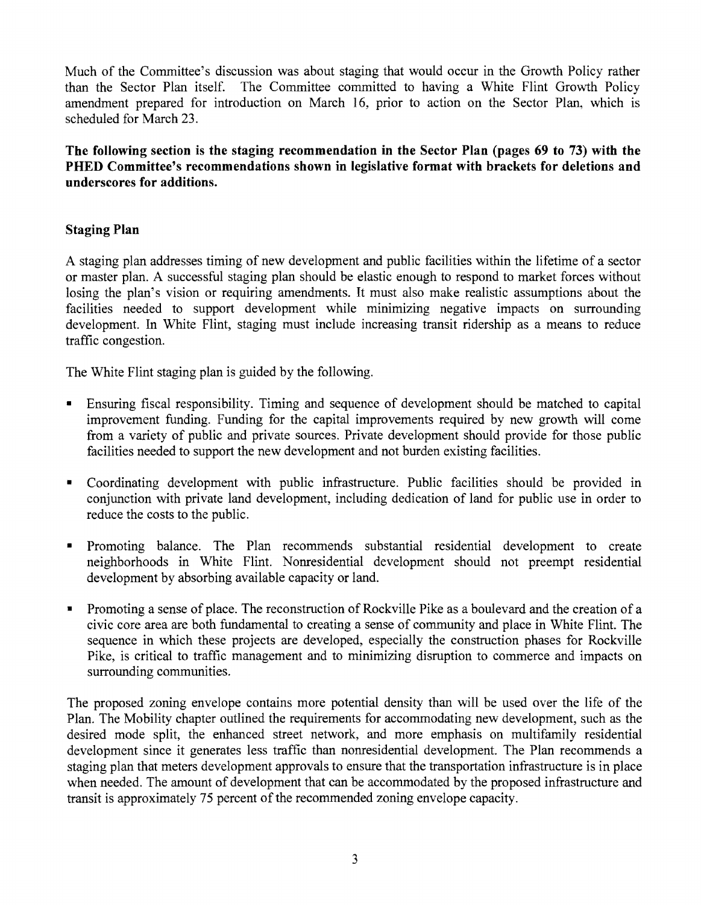Much of the Committee's discussion was about staging that would occur in the Growth Policy rather than the Sector Plan itself. The Committee committed to having a White Flint Growth Policy amendment prepared for introduction on March 16, prior to action on the Sector Plan, which is scheduled for March 23.

**The following section is the staging recommendation in the Sector Plan (pages 69 to 73) with the PHED Committee's recommendations shown in legislative format with brackets for deletions and underscores for additions.**

### Staging Plan

A staging plan addresses timing of new development and public facilities within the lifetime of a sector or master plan. A successful staging plan should be elastic enough to respond to market forces without losing the plan's vision or requiring amendments. It must also make realistic assumptions about the facilities needed to support development while minimizing negative impacts on surrounding development. In White Flint, staging must include increasing transit ridership as a means to reduce traffic congestion.

The White Flint staging plan is guided by the following.

- Ensuring fiscal responsibility. Timing and sequence of development should be matched to capital improvement funding. Funding for the capital improvements required by new growth will come from a variety of public and private sources. Private development should provide for those public facilities needed to support the new development and not burden existing facilities.

- Coordinating development with public infrastructure. Public facilities should be provided in conjunction with private land development, including dedication of land for public use in order to reduce the costs to the public.

- Promoting balance. The Plan recommends substantial residential development to create neighborhoods in White Flint. Nonresidential development should not preempt residential development by absorbing available capacity or land.

- Promoting a sense of place. The reconstruction of Rockville Pike as a boulevard and the creation of a civic core area are both fundamental to creating a sense of community and place in White Flint. The sequence in which these projects are developed, especially the construction phases for Rockville Pike, is critical to traffic management and to minimizing disruption to commerce and impacts on surrounding communities.

The proposed zoning envelope contains more potential density than will be used over the life of the Plan. The Mobility chapter outlined the requirements for accommodating new development, such as the desired mode split, the enhanced street network, and more emphasis on multifamily residential development since it generates less traffic than nonresidential development. The Plan recommends a staging plan that meters development approvals to ensure that the transportation infrastructure is in place when needed. The amount of development that can be accommodated by the proposed infrastructure and transit is approximately 75 percent of the recommended zoning envelope capacity.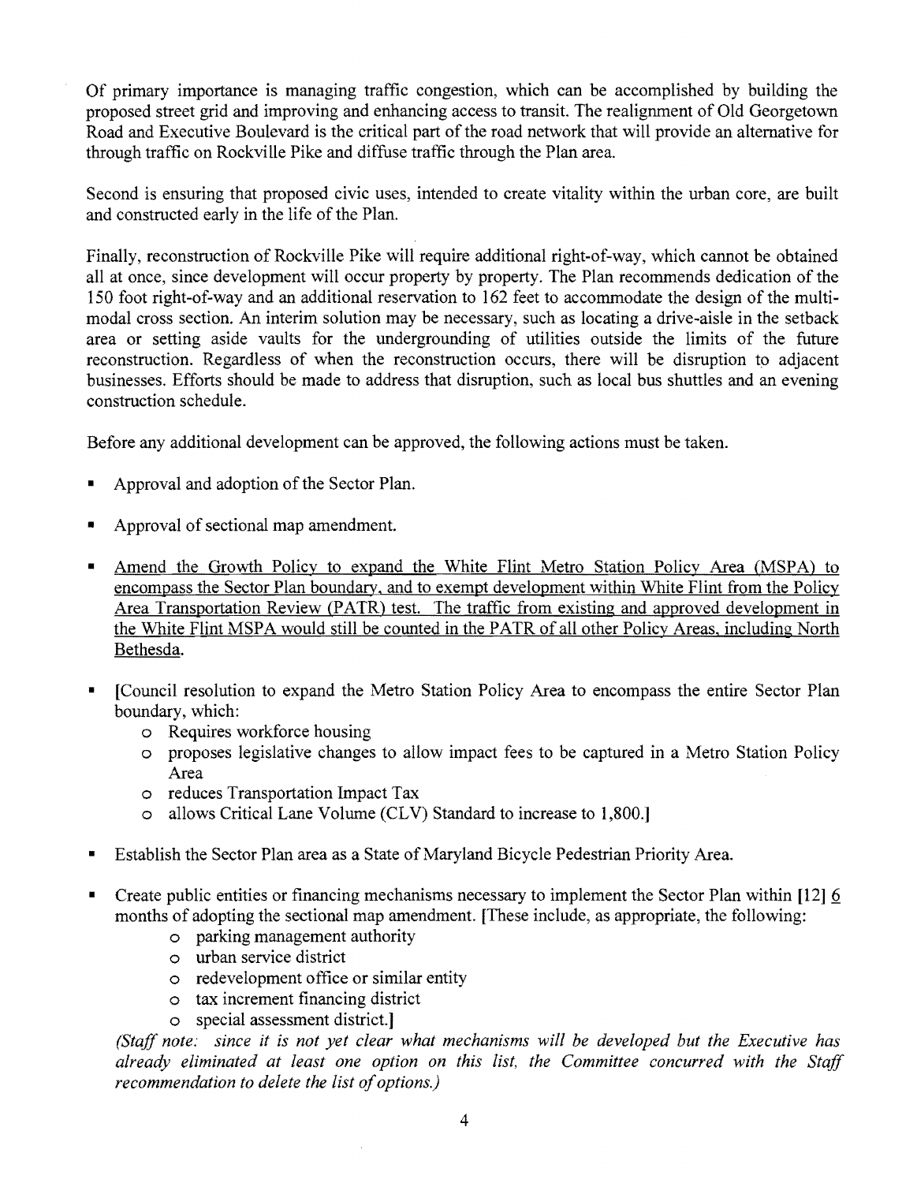Of primary importance is managing traffic congestion, which can be accomplished by building the proposed street grid and improving and enhancing access to transit. The realignment of Old Georgetown Road and Executive Boulevard is the critical part of the road network that will provide an alternative for through traffic on Rockville Pike and diffuse traffic through the Plan area.

Second is ensuring that proposed civic uses, intended to create vitality within the urban core, are built and constructed early in the life of the Plan.

Finally, reconstruction of Rockville Pike will require additional right-of-way, which cannot be obtained all at once, since development will occur property by property. The Plan recommends dedication of the 150 foot right-of-way and an additional reservation to 162 feet to accommodate the design of the multi-modal cross section. An interim solution may be necessary, such as locating a drive-aisle in the setback area or setting aside vaults for the undergrounding of utilities outside the limits of the future reconstruction. Regardless of when the reconstruction occurs, there will be disruption to adjacent businesses. Efforts should be made to address that disruption, such as local bus shuttles and an evening construction schedule.

Before any additional development can be approved, the following actions must be taken.

- Approval and adoption of the Sector Plan.
- Approval of sectional map amendment.
- <u>Amend the Growth Policy to expand the White Flint Metro Station Policy Area (MSPA) to encompass the Sector Plan boundary, and to exempt development within White Flint from the Policy Area Transportation Review (PATR) test. The traffic from existing and approved development in the White Flint MSPA would still be counted in the PATR of all other Policy Areas, including North Bethesda.</u>
- [Council resolution to expand the Metro Station Policy Area to encompass the entire Sector Plan boundary, which:
  - Requires workforce housing
  - proposes legislative changes to allow impact fees to be captured in a Metro Station Policy Area
  - reduces Transportation Impact Tax
  - allows Critical Lane Volume (CLV) Standard to increase to 1,800.]
- Establish the Sector Plan area as a State of Maryland Bicycle Pedestrian Priority Area.
- Create public entities or financing mechanisms necessary to implement the Sector Plan within [12] <u>6</u> months of adopting the sectional map amendment. [These include, as appropriate, the following:
  - parking management authority
  - urban service district
  - redevelopment office or similar entity
  - tax increment financing district
  - special assessment district.]

  *(Staff note: since it is not yet clear what mechanisms will be developed but the Executive has already eliminated at least one option on this list, the Committee concurred with the Staff recommendation to delete the list of options.)*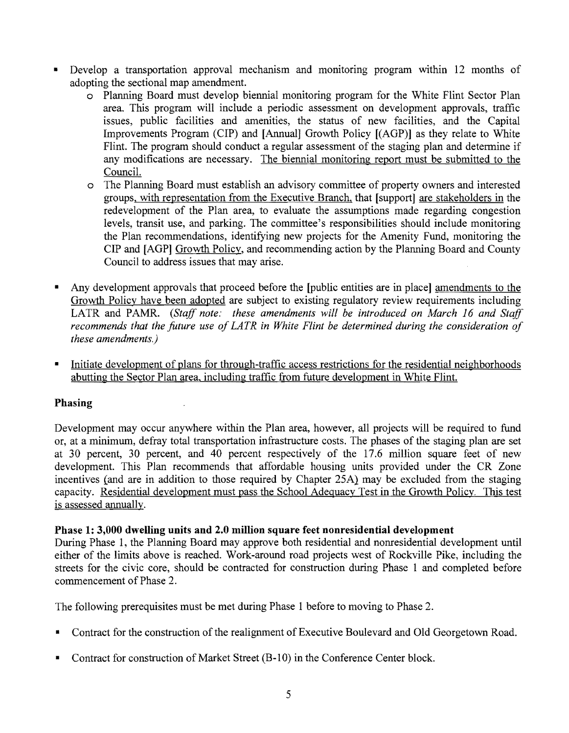- Develop a transportation approval mechanism and monitoring program within 12 months of adopting the sectional map amendment.
  - Planning Board must develop biennial monitoring program for the White Flint Sector Plan area. This program will include a periodic assessment on development approvals, traffic issues, public facilities and amenities, the status of new facilities, and the Capital Improvements Program (CIP) and [Annual] Growth Policy [(AGP)] as they relate to White Flint. The program should conduct a regular assessment of the staging plan and determine if any modifications are necessary. <u>The biennial monitoring report must be submitted to the Council.</u>
  - The Planning Board must establish an advisory committee of property owners and interested groups<u>, with representation from the Executive Branch,</u> that [support] <u>are stakeholders in</u> the redevelopment of the Plan area, to evaluate the assumptions made regarding congestion levels, transit use, and parking. The committee's responsibilities should include monitoring the Plan recommendations, identifying new projects for the Amenity Fund, monitoring the CIP and [AGP] <u>Growth Policy</u>, and recommending action by the Planning Board and County Council to address issues that may arise.

- Any development approvals that proceed before the [public entities are in place] <u>amendments to the Growth Policy have been adopted</u> are subject to existing regulatory review requirements including LATR and PAMR. *(Staff note: these amendments will be introduced on March 16 and Staff recommends that the future use of LATR in White Flint be determined during the consideration of these amendments.)*

- <u>Initiate development of plans for through-traffic access restrictions for the residential neighborhoods abutting the Sector Plan area, including traffic from future development in White Flint.</u>

## Phasing

Development may occur anywhere within the Plan area, however, all projects will be required to fund or, at a minimum, defray total transportation infrastructure costs. The phases of the staging plan are set at 30 percent, 30 percent, and 40 percent respectively of the 17.6 million square feet of new development. This Plan recommends that affordable housing units provided under the CR Zone incentives <u>(</u>and are in addition to those required by Chapter 25A<u>)</u> may be excluded from the staging capacity. <u>Residential development must pass the School Adequacy Test in the Growth Policy. This test is assessed annually.</u>

### Phase 1: 3,000 dwelling units and 2.0 million square feet nonresidential development

During Phase 1, the Planning Board may approve both residential and nonresidential development until either of the limits above is reached. Work-around road projects west of Rockville Pike, including the streets for the civic core, should be contracted for construction during Phase 1 and completed before commencement of Phase 2.

The following prerequisites must be met during Phase 1 before to moving to Phase 2.

- Contract for the construction of the realignment of Executive Boulevard and Old Georgetown Road.

- Contract for construction of Market Street (B-10) in the Conference Center block.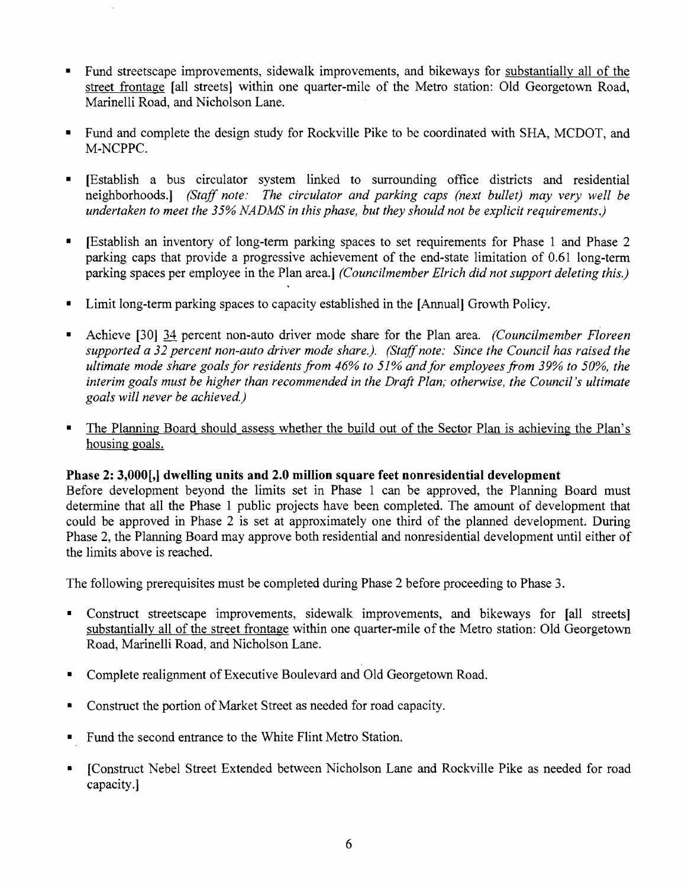- Fund streetscape improvements, sidewalk improvements, and bikeways for substantially all of the street frontage [all streets] within one quarter-mile of the Metro station: Old Georgetown Road, Marinelli Road, and Nicholson Lane.

- Fund and complete the design study for Rockville Pike to be coordinated with SHA, MCDOT, and M-NCPPC.

- [Establish a bus circulator system linked to surrounding office districts and residential neighborhoods.] *(Staff note: The circulator and parking caps (next bullet) may very well be undertaken to meet the 35% NADMS in this phase, but they should not be explicit requirements.)*

- [Establish an inventory of long-term parking spaces to set requirements for Phase 1 and Phase 2 parking caps that provide a progressive achievement of the end-state limitation of 0.61 long-term parking spaces per employee in the Plan area.] *(Councilmember Elrich did not support deleting this.)*

- Limit long-term parking spaces to capacity established in the [Annual] Growth Policy.

- Achieve [30] 34 percent non-auto driver mode share for the Plan area. *(Councilmember Floreen supported a 32 percent non-auto driver mode share.). (Staff note: Since the Council has raised the ultimate mode share goals for residents from 46% to 51% and for employees from 39% to 50%, the interim goals must be higher than recommended in the Draft Plan; otherwise, the Council's ultimate goals will never be achieved.)*

- The Planning Board should assess whether the build out of the Sector Plan is achieving the Plan's housing goals.

**Phase 2: 3,000[,] dwelling units and 2.0 million square feet nonresidential development**

Before development beyond the limits set in Phase 1 can be approved, the Planning Board must determine that all the Phase 1 public projects have been completed. The amount of development that could be approved in Phase 2 is set at approximately one third of the planned development. During Phase 2, the Planning Board may approve both residential and nonresidential development until either of the limits above is reached.

The following prerequisites must be completed during Phase 2 before proceeding to Phase 3.

- Construct streetscape improvements, sidewalk improvements, and bikeways for [all streets] substantially all of the street frontage within one quarter-mile of the Metro station: Old Georgetown Road, Marinelli Road, and Nicholson Lane.

- Complete realignment of Executive Boulevard and Old Georgetown Road.

- Construct the portion of Market Street as needed for road capacity.

- Fund the second entrance to the White Flint Metro Station.

- [Construct Nebel Street Extended between Nicholson Lane and Rockville Pike as needed for road capacity.]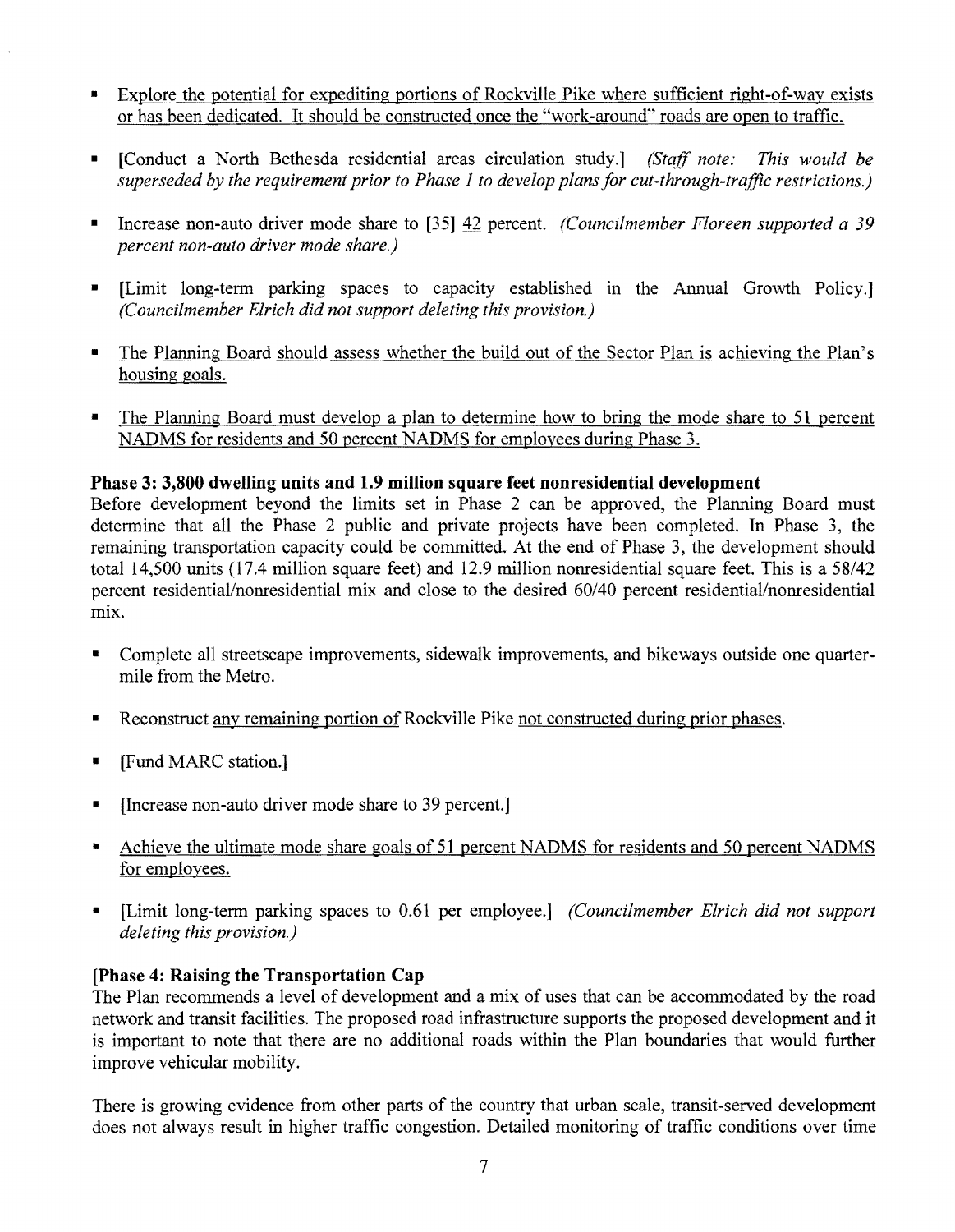- <u>Explore the potential for expediting portions of Rockville Pike where sufficient right-of-way exists or has been dedicated. It should be constructed once the "work-around" roads are open to traffic.</u>

- [Conduct a North Bethesda residential areas circulation study.] *(Staff note: This would be superseded by the requirement prior to Phase 1 to develop plans for cut-through-traffic restrictions.)*

- Increase non-auto driver mode share to [35] <u>42</u> percent. *(Councilmember Floreen supported a 39 percent non-auto driver mode share.)*

- [Limit long-term parking spaces to capacity established in the Annual Growth Policy.] *(Councilmember Elrich did not support deleting this provision.)*

- <u>The Planning Board should assess whether the build out of the Sector Plan is achieving the Plan's housing goals.</u>

- <u>The Planning Board must develop a plan to determine how to bring the mode share to 51 percent NADMS for residents and 50 percent NADMS for employees during Phase 3.</u>

**Phase 3: 3,800 dwelling units and 1.9 million square feet nonresidential development**

Before development beyond the limits set in Phase 2 can be approved, the Planning Board must determine that all the Phase 2 public and private projects have been completed. In Phase 3, the remaining transportation capacity could be committed. At the end of Phase 3, the development should total 14,500 units (17.4 million square feet) and 12.9 million nonresidential square feet. This is a 58/42 percent residential/nonresidential mix and close to the desired 60/40 percent residential/nonresidential mix.

- Complete all streetscape improvements, sidewalk improvements, and bikeways outside one quarter-mile from the Metro.

- Reconstruct <u>any remaining portion of</u> Rockville Pike <u>not constructed during prior phases</u>.

- [Fund MARC station.]

- [Increase non-auto driver mode share to 39 percent.]

- <u>Achieve the ultimate mode share goals of 51 percent NADMS for residents and 50 percent NADMS for employees.</u>

- [Limit long-term parking spaces to 0.61 per employee.] *(Councilmember Elrich did not support deleting this provision.)*

**[Phase 4: Raising the Transportation Cap**

The Plan recommends a level of development and a mix of uses that can be accommodated by the road network and transit facilities. The proposed road infrastructure supports the proposed development and it is important to note that there are no additional roads within the Plan boundaries that would further improve vehicular mobility.

There is growing evidence from other parts of the country that urban scale, transit-served development does not always result in higher traffic congestion. Detailed monitoring of traffic conditions over time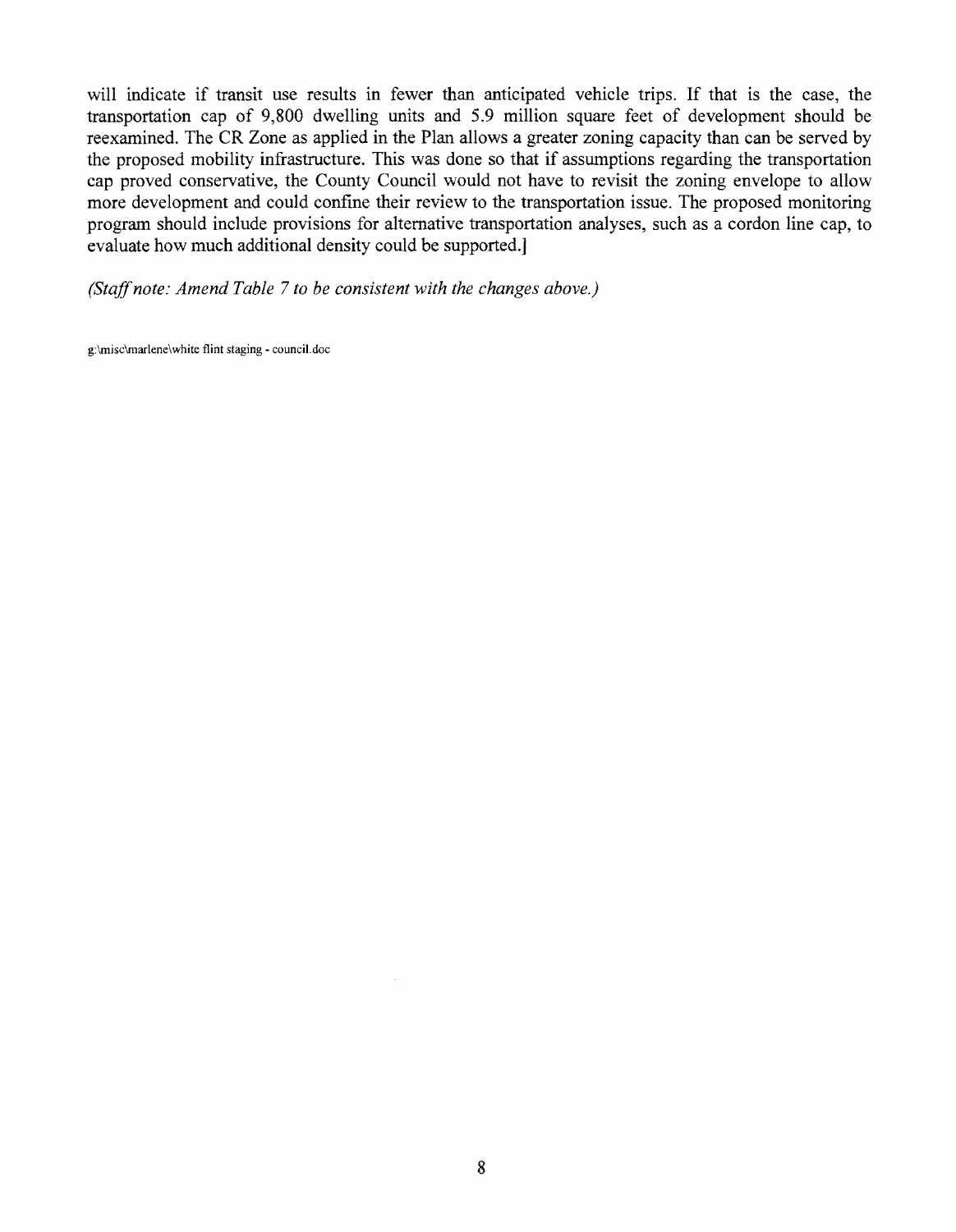will indicate if transit use results in fewer than anticipated vehicle trips. If that is the case, the transportation cap of 9,800 dwelling units and 5.9 million square feet of development should be reexamined. The CR Zone as applied in the Plan allows a greater zoning capacity than can be served by the proposed mobility infrastructure. This was done so that if assumptions regarding the transportation cap proved conservative, the County Council would not have to revisit the zoning envelope to allow more development and could confine their review to the transportation issue. The proposed monitoring program should include provisions for alternative transportation analyses, such as a cordon line cap, to evaluate how much additional density could be supported.]

*(Staff note: Amend Table 7 to be consistent with the changes above.)*

g:\misc\marlene\white flint staging - council.doc